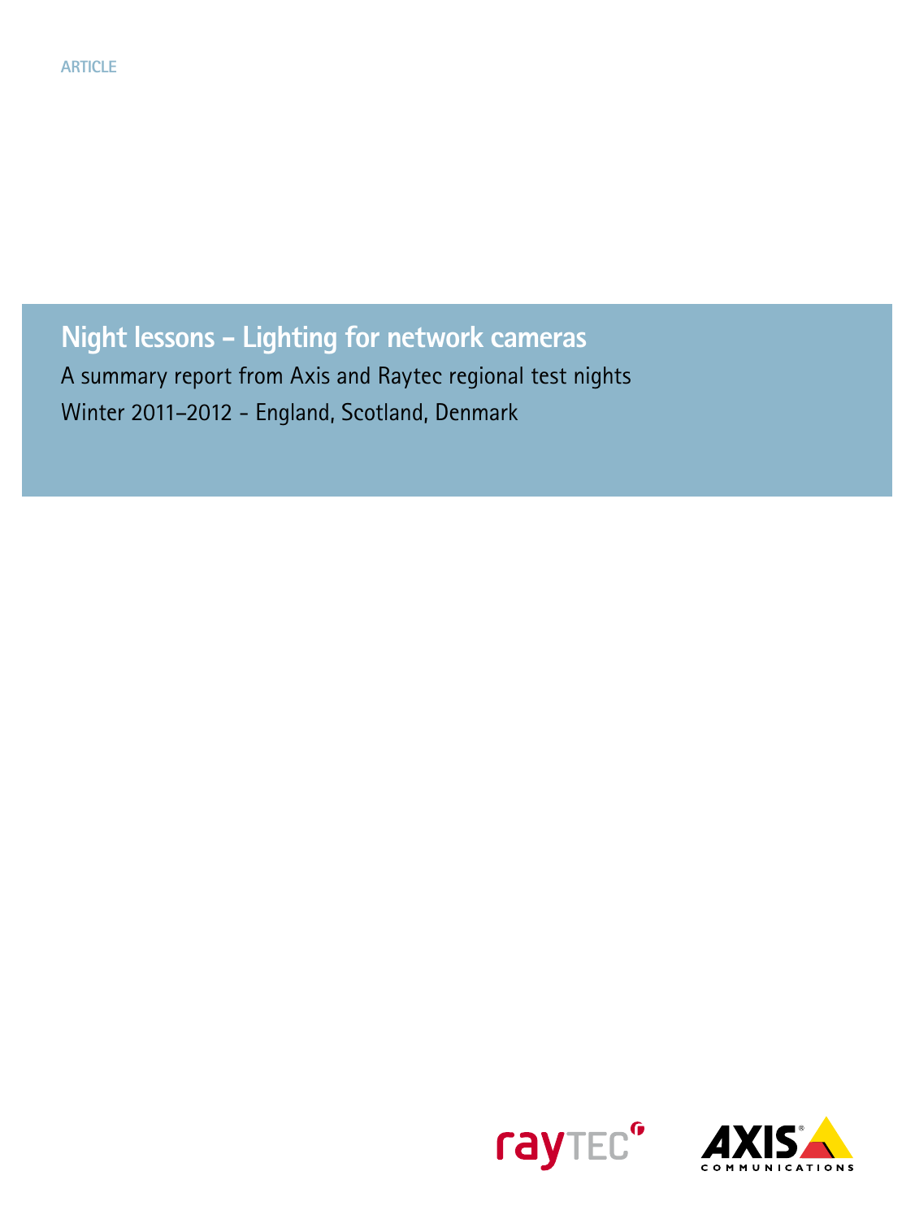ARTICLE

# Night lessons - Lighting for network cameras

A summary report from Axis and Raytec regional test nights

Winter 2011–2012 - England, Scotland, Denmark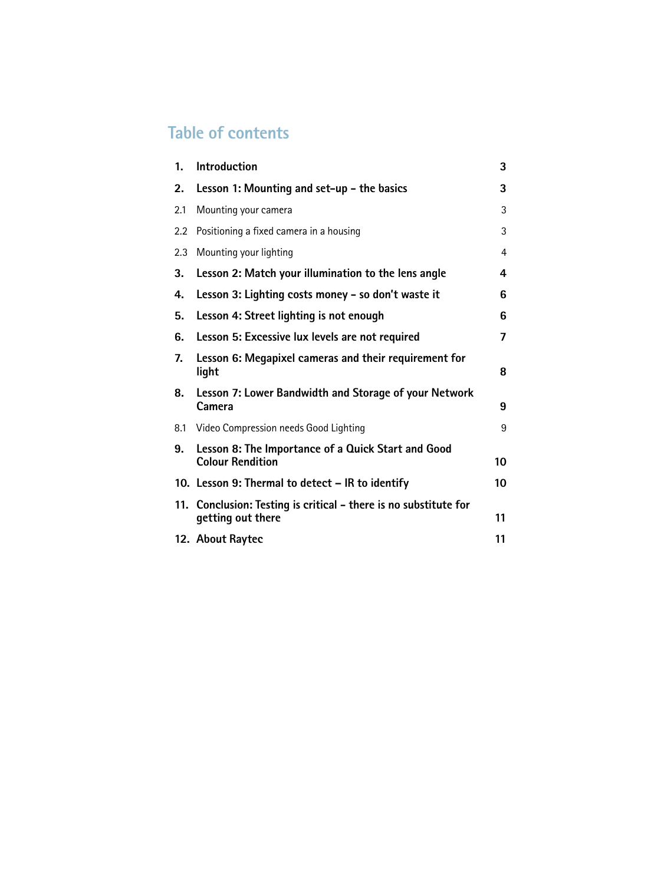# Table of contents

| | | |
|---|---|---|
| **1.** | **Introduction** | **3** |
| **2.** | **Lesson 1: Mounting and set-up – the basics** | **3** |
| 2.1 | Mounting your camera | 3 |
| 2.2 | Positioning a fixed camera in a housing | 3 |
| 2.3 | Mounting your lighting | 4 |
| **3.** | **Lesson 2: Match your illumination to the lens angle** | **4** |
| **4.** | **Lesson 3: Lighting costs money – so don't waste it** | **6** |
| **5.** | **Lesson 4: Street lighting is not enough** | **6** |
| **6.** | **Lesson 5: Excessive lux levels are not required** | **7** |
| **7.** | **Lesson 6: Megapixel cameras and their requirement for light** | **8** |
| **8.** | **Lesson 7: Lower Bandwidth and Storage of your Network Camera** | **9** |
| 8.1 | Video Compression needs Good Lighting | 9 |
| **9.** | **Lesson 8: The Importance of a Quick Start and Good Colour Rendition** | **10** |
| **10.** | **Lesson 9: Thermal to detect – IR to identify** | **10** |
| **11.** | **Conclusion: Testing is critical – there is no substitute for getting out there** | **11** |
| **12.** | **About Raytec** | **11** |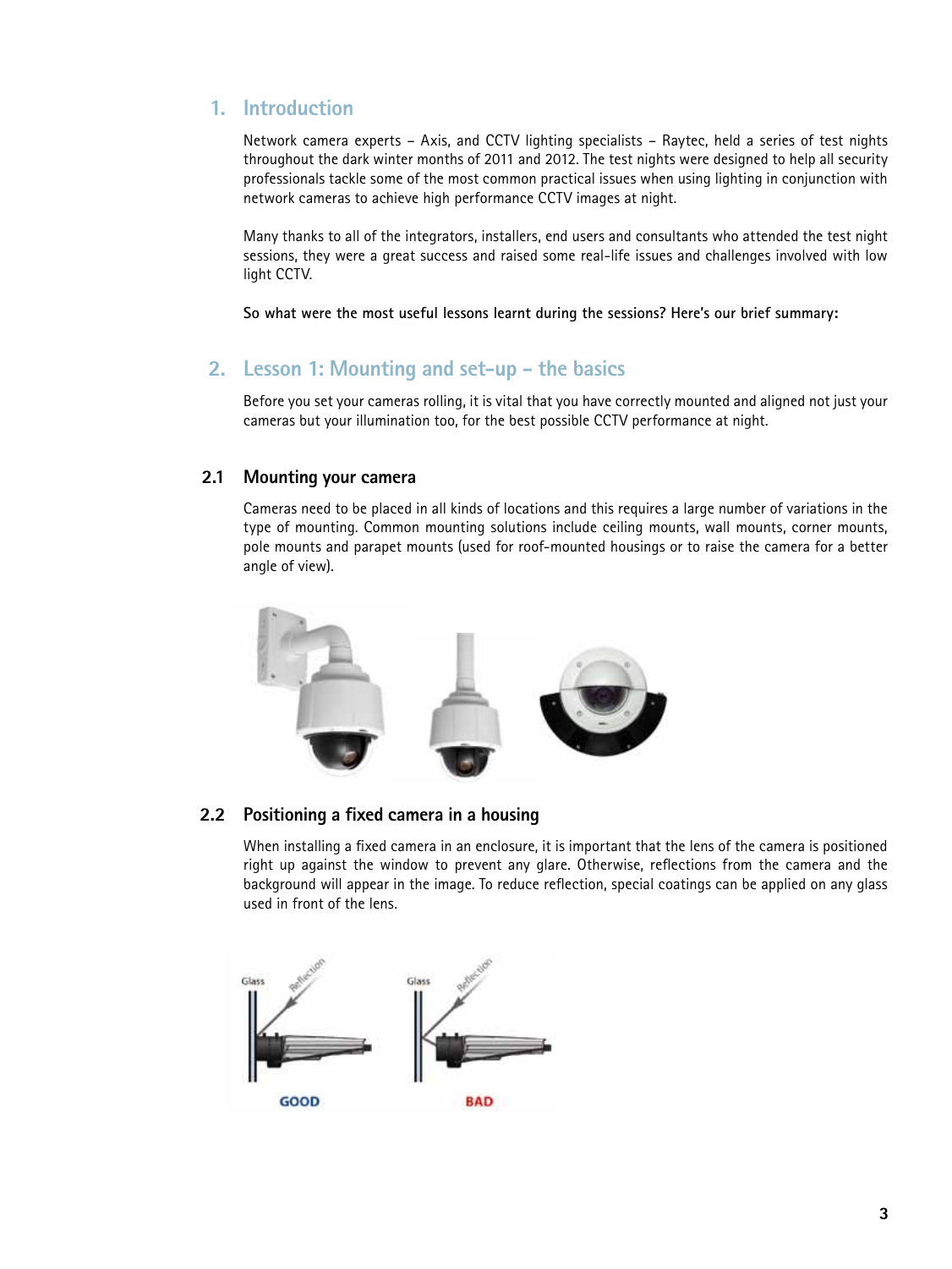## 1. Introduction

Network camera experts – Axis, and CCTV lighting specialists – Raytec, held a series of test nights throughout the dark winter months of 2011 and 2012. The test nights were designed to help all security professionals tackle some of the most common practical issues when using lighting in conjunction with network cameras to achieve high performance CCTV images at night.

Many thanks to all of the integrators, installers, end users and consultants who attended the test night sessions, they were a great success and raised some real-life issues and challenges involved with low light CCTV.

**So what were the most useful lessons learnt during the sessions? Here's our brief summary:**

## 2. Lesson 1: Mounting and set-up – the basics

Before you set your cameras rolling, it is vital that you have correctly mounted and aligned not just your cameras but your illumination too, for the best possible CCTV performance at night.

### 2.1 Mounting your camera

Cameras need to be placed in all kinds of locations and this requires a large number of variations in the type of mounting. Common mounting solutions include ceiling mounts, wall mounts, corner mounts, pole mounts and parapet mounts (used for roof-mounted housings or to raise the camera for a better angle of view).

### 2.2 Positioning a fixed camera in a housing

When installing a fixed camera in an enclosure, it is important that the lens of the camera is positioned right up against the window to prevent any glare. Otherwise, reflections from the camera and the background will appear in the image. To reduce reflection, special coatings can be applied on any glass used in front of the lens.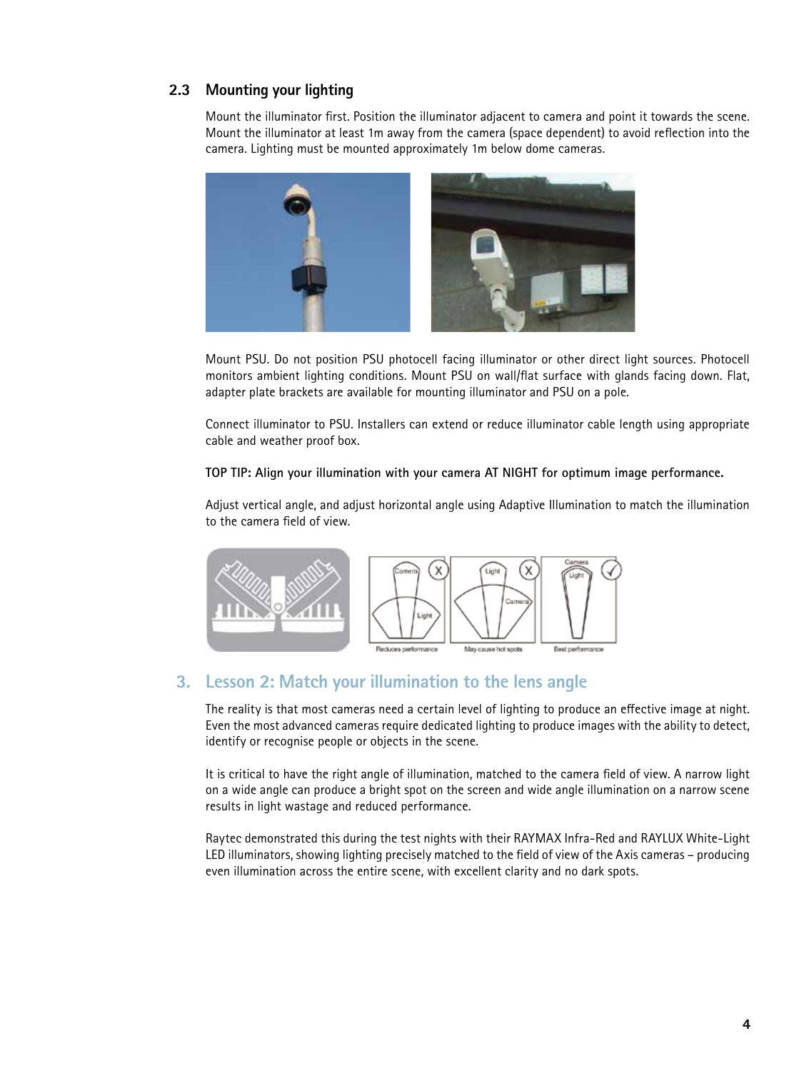## 2.3 Mounting your lighting

Mount the illuminator first. Position the illuminator adjacent to camera and point it towards the scene. Mount the illuminator at least 1m away from the camera (space dependent) to avoid reflection into the camera. Lighting must be mounted approximately 1m below dome cameras.

Mount PSU. Do not position PSU photocell facing illuminator or other direct light sources. Photocell monitors ambient lighting conditions. Mount PSU on wall/flat surface with glands facing down. Flat, adapter plate brackets are available for mounting illuminator and PSU on a pole.

Connect illuminator to PSU. Installers can extend or reduce illuminator cable length using appropriate cable and weather proof box.

**TOP TIP: Align your illumination with your camera AT NIGHT for optimum image performance.**

Adjust vertical angle, and adjust horizontal angle using Adaptive Illumination to match the illumination to the camera field of view.

Reduces performance

May cause hot spots

Best performance

# 3. Lesson 2: Match your illumination to the lens angle

The reality is that most cameras need a certain level of lighting to produce an effective image at night. Even the most advanced cameras require dedicated lighting to produce images with the ability to detect, identify or recognise people or objects in the scene.

It is critical to have the right angle of illumination, matched to the camera field of view. A narrow light on a wide angle can produce a bright spot on the screen and wide angle illumination on a narrow scene results in light wastage and reduced performance.

Raytec demonstrated this during the test nights with their RAYMAX Infra-Red and RAYLUX White-Light LED illuminators, showing lighting precisely matched to the field of view of the Axis cameras – producing even illumination across the entire scene, with excellent clarity and no dark spots.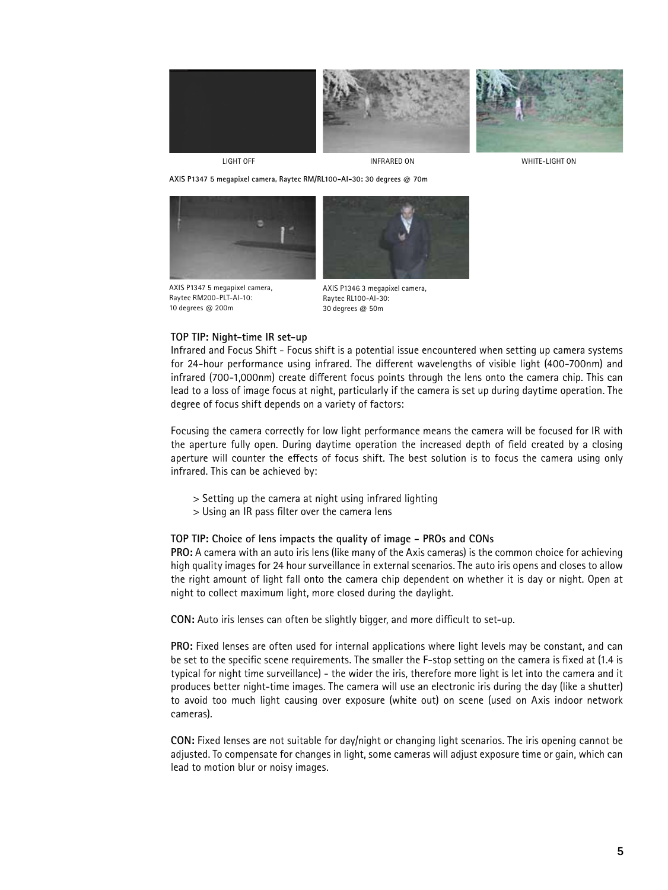LIGHT OFF

INFRARED ON

WHITE-LIGHT ON

**AXIS P1347 5 megapixel camera, Raytec RM/RL100-AI-30: 30 degrees @ 70m**

AXIS P1347 5 megapixel camera, Raytec RM200-PLT-AI-10: 10 degrees @ 200m

AXIS P1346 3 megapixel camera, Raytec RL100-AI-30: 30 degrees @ 50m

**TOP TIP: Night-time IR set-up**

Infrared and Focus Shift - Focus shift is a potential issue encountered when setting up camera systems for 24-hour performance using infrared. The different wavelengths of visible light (400-700nm) and infrared (700-1,000nm) create different focus points through the lens onto the camera chip. This can lead to a loss of image focus at night, particularly if the camera is set up during daytime operation. The degree of focus shift depends on a variety of factors:

Focusing the camera correctly for low light performance means the camera will be focused for IR with the aperture fully open. During daytime operation the increased depth of field created by a closing aperture will counter the effects of focus shift. The best solution is to focus the camera using only infrared. This can be achieved by:

> Setting up the camera at night using infrared lighting
> Using an IR pass filter over the camera lens

**TOP TIP: Choice of lens impacts the quality of image - PROs and CONs**

**PRO:** A camera with an auto iris lens (like many of the Axis cameras) is the common choice for achieving high quality images for 24 hour surveillance in external scenarios. The auto iris opens and closes to allow the right amount of light fall onto the camera chip dependent on whether it is day or night. Open at night to collect maximum light, more closed during the daylight.

**CON:** Auto iris lenses can often be slightly bigger, and more difficult to set-up.

**PRO:** Fixed lenses are often used for internal applications where light levels may be constant, and can be set to the specific scene requirements. The smaller the F-stop setting on the camera is fixed at (1.4 is typical for night time surveillance) - the wider the iris, therefore more light is let into the camera and it produces better night-time images. The camera will use an electronic iris during the day (like a shutter) to avoid too much light causing over exposure (white out) on scene (used on Axis indoor network cameras).

**CON:** Fixed lenses are not suitable for day/night or changing light scenarios. The iris opening cannot be adjusted. To compensate for changes in light, some cameras will adjust exposure time or gain, which can lead to motion blur or noisy images.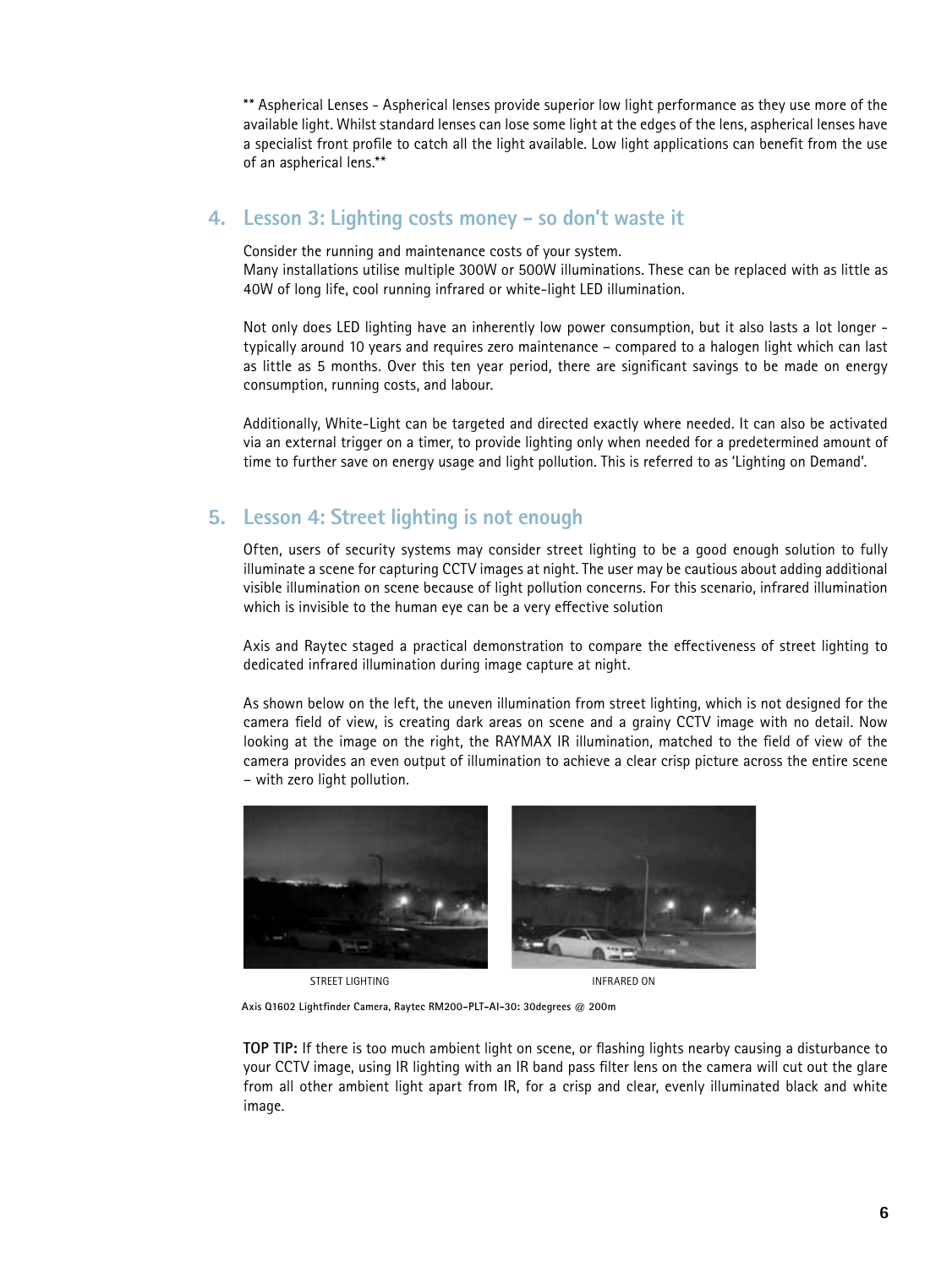** Aspherical Lenses - Aspherical lenses provide superior low light performance as they use more of the available light. Whilst standard lenses can lose some light at the edges of the lens, aspherical lenses have a specialist front profile to catch all the light available. Low light applications can benefit from the use of an aspherical lens.**

## 4. Lesson 3: Lighting costs money – so don't waste it

Consider the running and maintenance costs of your system.
Many installations utilise multiple 300W or 500W illuminations. These can be replaced with as little as 40W of long life, cool running infrared or white-light LED illumination.

Not only does LED lighting have an inherently low power consumption, but it also lasts a lot longer - typically around 10 years and requires zero maintenance – compared to a halogen light which can last as little as 5 months. Over this ten year period, there are significant savings to be made on energy consumption, running costs, and labour.

Additionally, White-Light can be targeted and directed exactly where needed. It can also be activated via an external trigger on a timer, to provide lighting only when needed for a predetermined amount of time to further save on energy usage and light pollution. This is referred to as 'Lighting on Demand'.

## 5. Lesson 4: Street lighting is not enough

Often, users of security systems may consider street lighting to be a good enough solution to fully illuminate a scene for capturing CCTV images at night. The user may be cautious about adding additional visible illumination on scene because of light pollution concerns. For this scenario, infrared illumination which is invisible to the human eye can be a very effective solution

Axis and Raytec staged a practical demonstration to compare the effectiveness of street lighting to dedicated infrared illumination during image capture at night.

As shown below on the left, the uneven illumination from street lighting, which is not designed for the camera field of view, is creating dark areas on scene and a grainy CCTV image with no detail. Now looking at the image on the right, the RAYMAX IR illumination, matched to the field of view of the camera provides an even output of illumination to achieve a clear crisp picture across the entire scene – with zero light pollution.

STREET LIGHTING

INFRARED ON

**Axis Q1602 Lightfinder Camera, Raytec RM200-PLT-AI-30: 30degrees @ 200m**

**TOP TIP:** If there is too much ambient light on scene, or flashing lights nearby causing a disturbance to your CCTV image, using IR lighting with an IR band pass filter lens on the camera will cut out the glare from all other ambient light apart from IR, for a crisp and clear, evenly illuminated black and white image.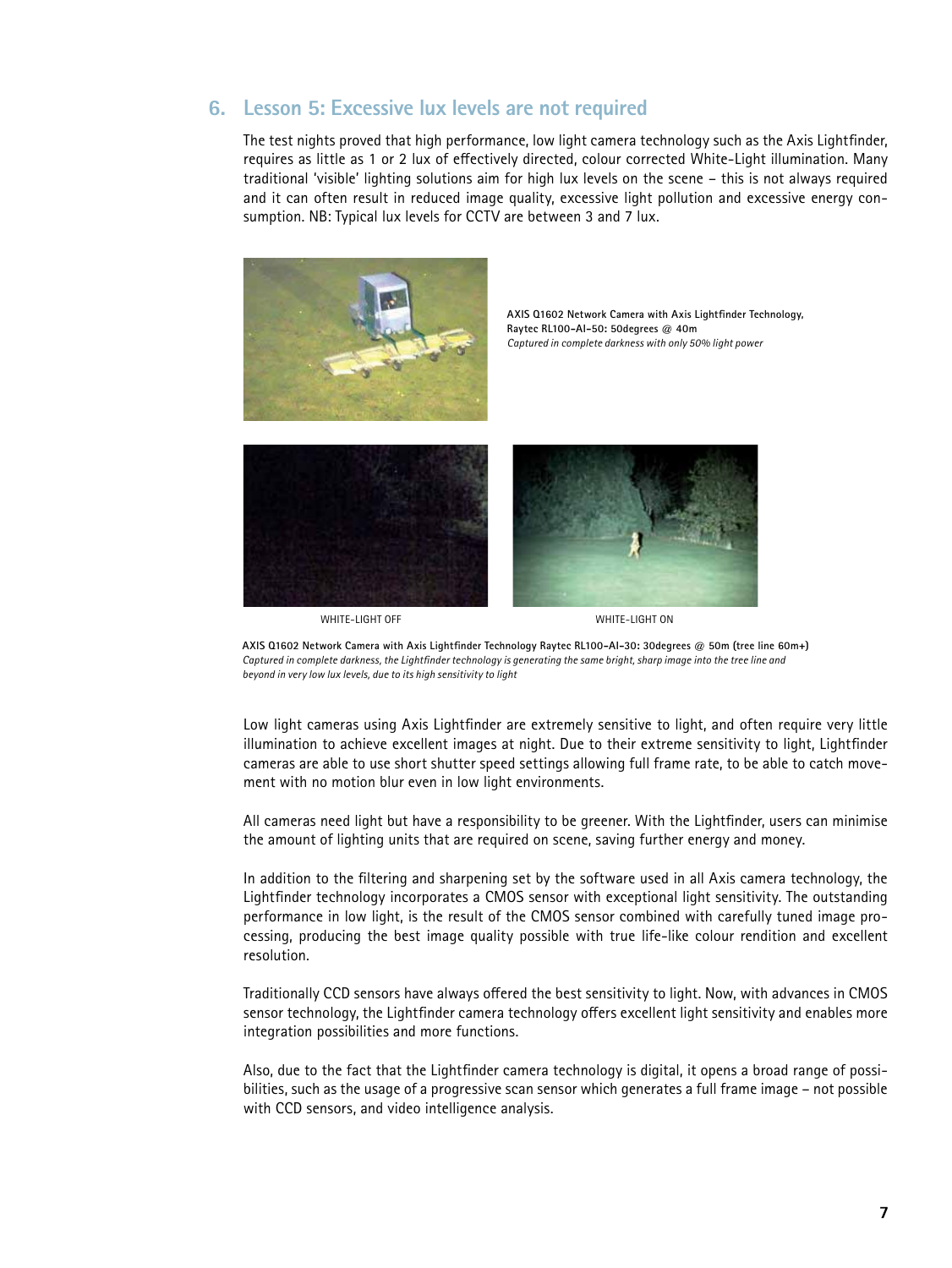## 6. Lesson 5: Excessive lux levels are not required

The test nights proved that high performance, low light camera technology such as the Axis Lightfinder, requires as little as 1 or 2 lux of effectively directed, colour corrected White-Light illumination. Many traditional 'visible' lighting solutions aim for high lux levels on the scene – this is not always required and it can often result in reduced image quality, excessive light pollution and excessive energy consumption. NB: Typical lux levels for CCTV are between 3 and 7 lux.

**AXIS Q1602 Network Camera with Axis Lightfinder Technology, Raytec RL100-AI-50: 50degrees @ 40m**
*Captured in complete darkness with only 50% light power*

WHITE-LIGHT OFF

WHITE-LIGHT ON

**AXIS Q1602 Network Camera with Axis Lightfinder Technology Raytec RL100-AI-30: 30degrees @ 50m (tree line 60m+)**
*Captured in complete darkness, the Lightfinder technology is generating the same bright, sharp image into the tree line and beyond in very low lux levels, due to its high sensitivity to light*

Low light cameras using Axis Lightfinder are extremely sensitive to light, and often require very little illumination to achieve excellent images at night. Due to their extreme sensitivity to light, Lightfinder cameras are able to use short shutter speed settings allowing full frame rate, to be able to catch movement with no motion blur even in low light environments.

All cameras need light but have a responsibility to be greener. With the Lightfinder, users can minimise the amount of lighting units that are required on scene, saving further energy and money.

In addition to the filtering and sharpening set by the software used in all Axis camera technology, the Lightfinder technology incorporates a CMOS sensor with exceptional light sensitivity. The outstanding performance in low light, is the result of the CMOS sensor combined with carefully tuned image processing, producing the best image quality possible with true life-like colour rendition and excellent resolution.

Traditionally CCD sensors have always offered the best sensitivity to light. Now, with advances in CMOS sensor technology, the Lightfinder camera technology offers excellent light sensitivity and enables more integration possibilities and more functions.

Also, due to the fact that the Lightfinder camera technology is digital, it opens a broad range of possibilities, such as the usage of a progressive scan sensor which generates a full frame image – not possible with CCD sensors, and video intelligence analysis.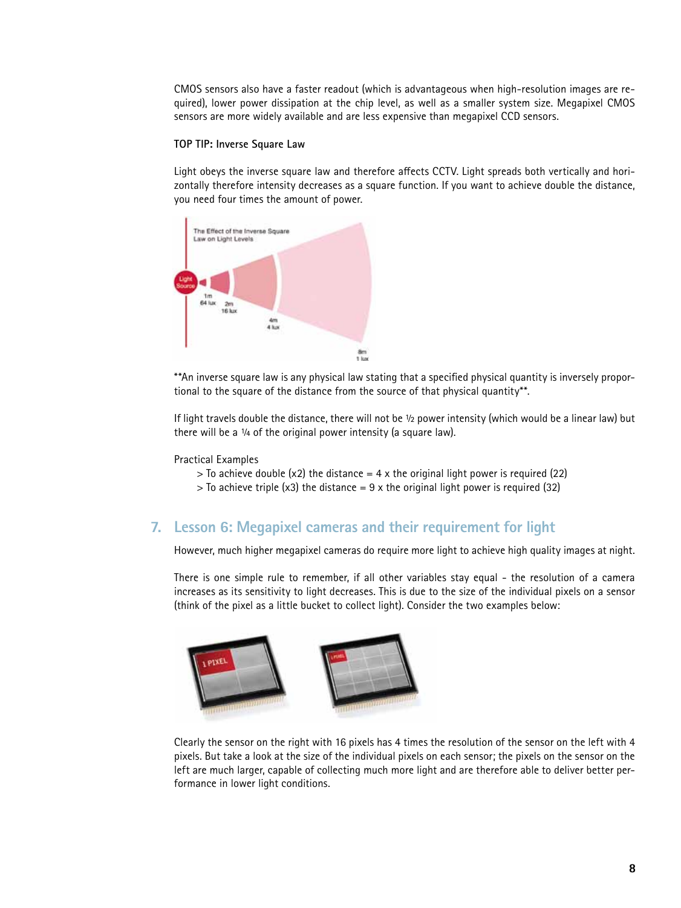CMOS sensors also have a faster readout (which is advantageous when high-resolution images are required), lower power dissipation at the chip level, as well as a smaller system size. Megapixel CMOS sensors are more widely available and are less expensive than megapixel CCD sensors.

**TOP TIP: Inverse Square Law**

Light obeys the inverse square law and therefore affects CCTV. Light spreads both vertically and horizontally therefore intensity decreases as a square function. If you want to achieve double the distance, you need four times the amount of power.

The Effect of the Inverse Square Law on Light Levels

Light Source — 1m 64 lux; 2m 16 lux; 4m 4 lux; 8m 1 lux

**An inverse square law is any physical law stating that a specified physical quantity is inversely proportional to the square of the distance from the source of that physical quantity**.

If light travels double the distance, there will not be ½ power intensity (which would be a linear law) but there will be a ¼ of the original power intensity (a square law).

Practical Examples

> To achieve double (x2) the distance = 4 x the original light power is required ($2^2$)
> To achieve triple (x3) the distance = 9 x the original light power is required ($3^2$)

## 7. Lesson 6: Megapixel cameras and their requirement for light

However, much higher megapixel cameras do require more light to achieve high quality images at night.

There is one simple rule to remember, if all other variables stay equal - the resolution of a camera increases as its sensitivity to light decreases. This is due to the size of the individual pixels on a sensor (think of the pixel as a little bucket to collect light). Consider the two examples below:

Clearly the sensor on the right with 16 pixels has 4 times the resolution of the sensor on the left with 4 pixels. But take a look at the size of the individual pixels on each sensor; the pixels on the sensor on the left are much larger, capable of collecting much more light and are therefore able to deliver better performance in lower light conditions.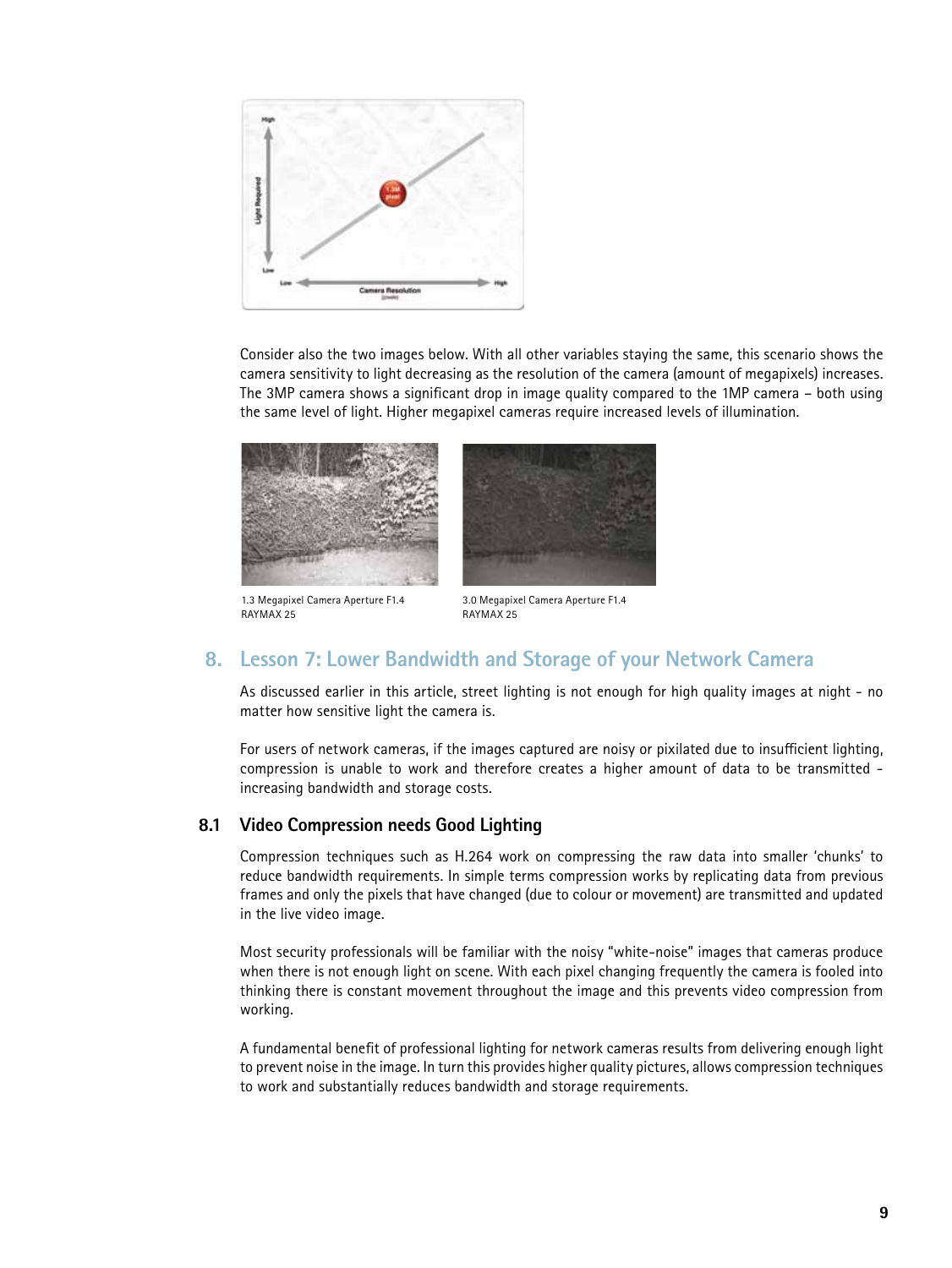Consider also the two images below. With all other variables staying the same, this scenario shows the camera sensitivity to light decreasing as the resolution of the camera (amount of megapixels) increases. The 3MP camera shows a significant drop in image quality compared to the 1MP camera – both using the same level of light. Higher megapixel cameras require increased levels of illumination.

1.3 Megapixel Camera Aperture F1.4
RAYMAX 25

3.0 Megapixel Camera Aperture F1.4
RAYMAX 25

## 8. Lesson 7: Lower Bandwidth and Storage of your Network Camera

As discussed earlier in this article, street lighting is not enough for high quality images at night - no matter how sensitive light the camera is.

For users of network cameras, if the images captured are noisy or pixilated due to insufficient lighting, compression is unable to work and therefore creates a higher amount of data to be transmitted - increasing bandwidth and storage costs.

### 8.1 Video Compression needs Good Lighting

Compression techniques such as H.264 work on compressing the raw data into smaller 'chunks' to reduce bandwidth requirements. In simple terms compression works by replicating data from previous frames and only the pixels that have changed (due to colour or movement) are transmitted and updated in the live video image.

Most security professionals will be familiar with the noisy "white-noise" images that cameras produce when there is not enough light on scene. With each pixel changing frequently the camera is fooled into thinking there is constant movement throughout the image and this prevents video compression from working.

A fundamental benefit of professional lighting for network cameras results from delivering enough light to prevent noise in the image. In turn this provides higher quality pictures, allows compression techniques to work and substantially reduces bandwidth and storage requirements.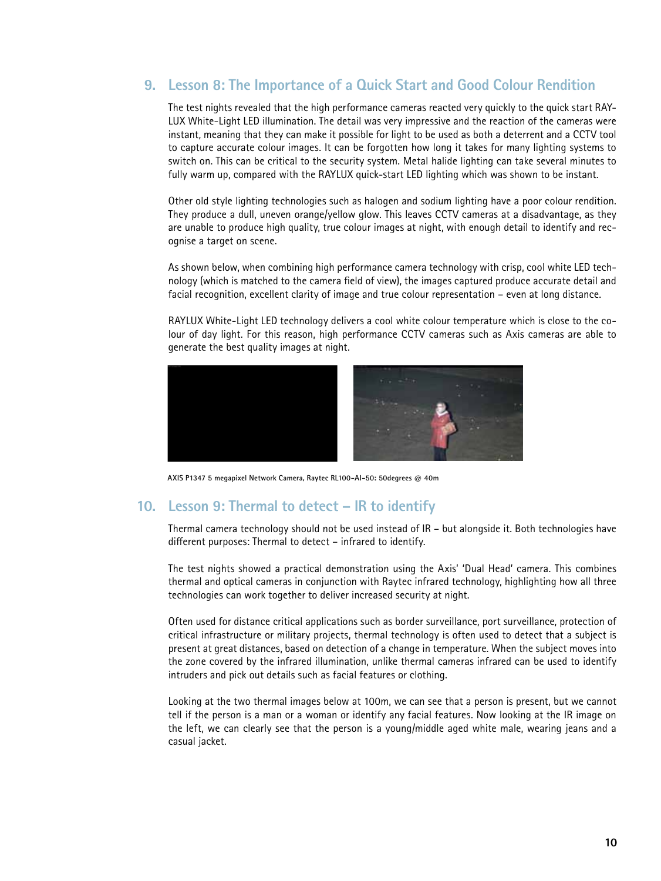## 9. Lesson 8: The Importance of a Quick Start and Good Colour Rendition

The test nights revealed that the high performance cameras reacted very quickly to the quick start RAYLUX White-Light LED illumination. The detail was very impressive and the reaction of the cameras were instant, meaning that they can make it possible for light to be used as both a deterrent and a CCTV tool to capture accurate colour images. It can be forgotten how long it takes for many lighting systems to switch on. This can be critical to the security system. Metal halide lighting can take several minutes to fully warm up, compared with the RAYLUX quick-start LED lighting which was shown to be instant.

Other old style lighting technologies such as halogen and sodium lighting have a poor colour rendition. They produce a dull, uneven orange/yellow glow. This leaves CCTV cameras at a disadvantage, as they are unable to produce high quality, true colour images at night, with enough detail to identify and recognise a target on scene.

As shown below, when combining high performance camera technology with crisp, cool white LED technology (which is matched to the camera field of view), the images captured produce accurate detail and facial recognition, excellent clarity of image and true colour representation – even at long distance.

RAYLUX White-Light LED technology delivers a cool white colour temperature which is close to the colour of day light. For this reason, high performance CCTV cameras such as Axis cameras are able to generate the best quality images at night.

AXIS P1347 5 megapixel Network Camera, Raytec RL100-AI-50: 50degrees @ 40m

## 10. Lesson 9: Thermal to detect – IR to identify

Thermal camera technology should not be used instead of IR – but alongside it. Both technologies have different purposes: Thermal to detect – infrared to identify.

The test nights showed a practical demonstration using the Axis' 'Dual Head' camera. This combines thermal and optical cameras in conjunction with Raytec infrared technology, highlighting how all three technologies can work together to deliver increased security at night.

Often used for distance critical applications such as border surveillance, port surveillance, protection of critical infrastructure or military projects, thermal technology is often used to detect that a subject is present at great distances, based on detection of a change in temperature. When the subject moves into the zone covered by the infrared illumination, unlike thermal cameras infrared can be used to identify intruders and pick out details such as facial features or clothing.

Looking at the two thermal images below at 100m, we can see that a person is present, but we cannot tell if the person is a man or a woman or identify any facial features. Now looking at the IR image on the left, we can clearly see that the person is a young/middle aged white male, wearing jeans and a casual jacket.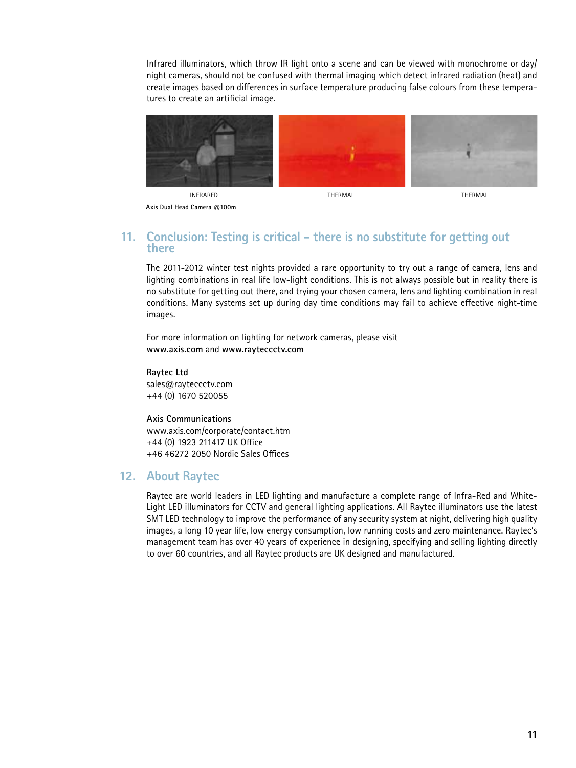Infrared illuminators, which throw IR light onto a scene and can be viewed with monochrome or day/night cameras, should not be confused with thermal imaging which detect infrared radiation (heat) and create images based on differences in surface temperature producing false colours from these temperatures to create an artificial image.

INFRARED THERMAL THERMAL

Axis Dual Head Camera @100m

## 11. Conclusion: Testing is critical – there is no substitute for getting out there

The 2011-2012 winter test nights provided a rare opportunity to try out a range of camera, lens and lighting combinations in real life low-light conditions. This is not always possible but in reality there is no substitute for getting out there, and trying your chosen camera, lens and lighting combination in real conditions. Many systems set up during day time conditions may fail to achieve effective night-time images.

For more information on lighting for network cameras, please visit
**www.axis.com** and **www.rayteccctv.com**

**Raytec Ltd**
sales@rayteccctv.com
+44 (0) 1670 520055

**Axis Communications**
www.axis.com/corporate/contact.htm
+44 (0) 1923 211417 UK Office
+46 46272 2050 Nordic Sales Offices

## 12. About Raytec

Raytec are world leaders in LED lighting and manufacture a complete range of Infra-Red and White-Light LED illuminators for CCTV and general lighting applications. All Raytec illuminators use the latest SMT LED technology to improve the performance of any security system at night, delivering high quality images, a long 10 year life, low energy consumption, low running costs and zero maintenance. Raytec's management team has over 40 years of experience in designing, specifying and selling lighting directly to over 60 countries, and all Raytec products are UK designed and manufactured.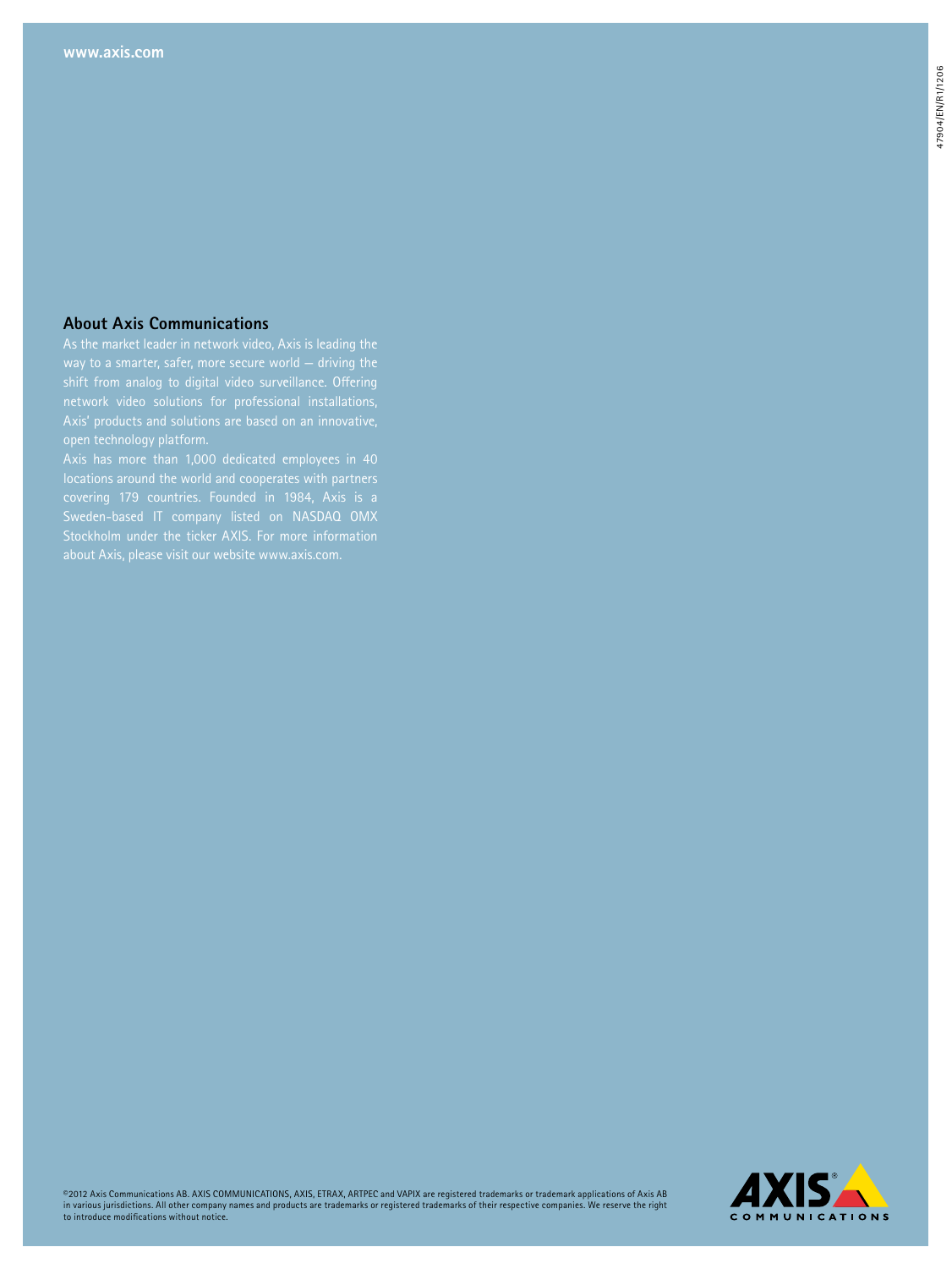www.axis.com

## About Axis Communications

As the market leader in network video, Axis is leading the way to a smarter, safer, more secure world — driving the shift from analog to digital video surveillance. Offering network video solutions for professional installations, Axis' products and solutions are based on an innovative, open technology platform.

Axis has more than 1,000 dedicated employees in 40 locations around the world and cooperates with partners covering 179 countries. Founded in 1984, Axis is a Sweden-based IT company listed on NASDAQ OMX Stockholm under the ticker AXIS. For more information about Axis, please visit our website www.axis.com.

©2012 Axis Communications AB. AXIS COMMUNICATIONS, AXIS, ETRAX, ARTPEC and VAPIX are registered trademarks or trademark applications of Axis AB in various jurisdictions. All other company names and products are trademarks or registered trademarks of their respective companies. We reserve the right to introduce modifications without notice.

47904/EN/R1/1206